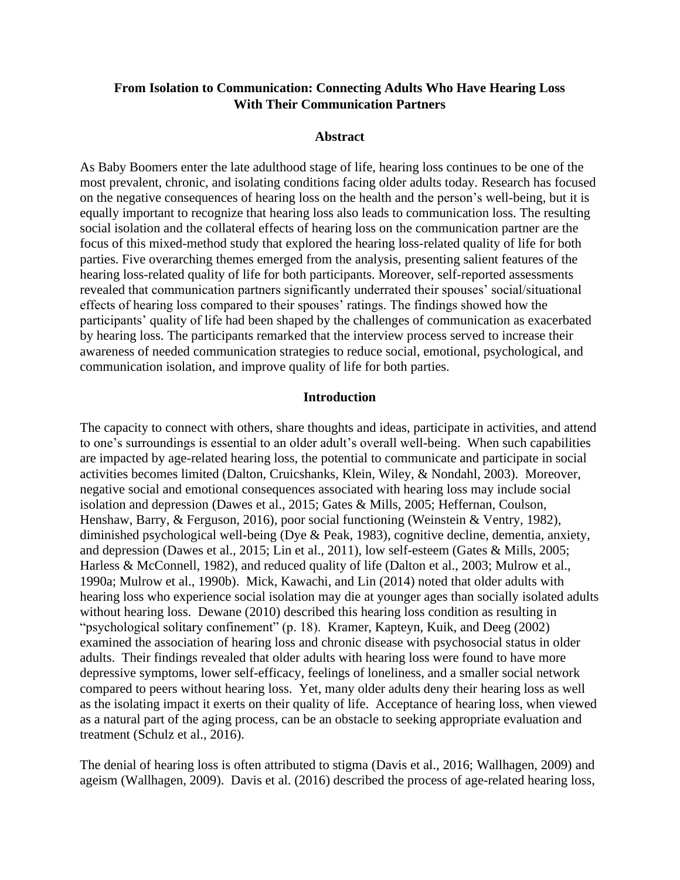# From Isolation to Communication: Connecting Adults Who Have Hearing Loss With Their Communication Partners

## Abstract

As Baby Boomers enter the late adulthood stage of life, hearing loss continues to be one of the most prevalent, chronic, and isolating conditions facing older adults today. Research has focused on the negative consequences of hearing loss on the health and the person's well-being, but it is equally important to recognize that hearing loss also leads to communication loss. The resulting social isolation and the collateral effects of hearing loss on the communication partner are the focus of this mixed-method study that explored the hearing loss-related quality of life for both parties. Five overarching themes emerged from the analysis, presenting salient features of the hearing loss-related quality of life for both participants. Moreover, self-reported assessments revealed that communication partners significantly underrated their spouses' social/situational effects of hearing loss compared to their spouses' ratings. The findings showed how the participants' quality of life had been shaped by the challenges of communication as exacerbated by hearing loss. The participants remarked that the interview process served to increase their awareness of needed communication strategies to reduce social, emotional, psychological, and communication isolation, and improve quality of life for both parties.

## Introduction

The capacity to connect with others, share thoughts and ideas, participate in activities, and attend to one's surroundings is essential to an older adult's overall well-being. When such capabilities are impacted by age-related hearing loss, the potential to communicate and participate in social activities becomes limited (Dalton, Cruicshanks, Klein, Wiley, & Nondahl, 2003). Moreover, negative social and emotional consequences associated with hearing loss may include social isolation and depression (Dawes et al., 2015; Gates & Mills, 2005; Heffernan, Coulson, Henshaw, Barry, & Ferguson, 2016), poor social functioning (Weinstein & Ventry, 1982), diminished psychological well-being (Dye & Peak, 1983), cognitive decline, dementia, anxiety, and depression (Dawes et al., 2015; Lin et al., 2011), low self-esteem (Gates & Mills, 2005; Harless & McConnell, 1982), and reduced quality of life (Dalton et al., 2003; Mulrow et al., 1990a; Mulrow et al., 1990b). Mick, Kawachi, and Lin (2014) noted that older adults with hearing loss who experience social isolation may die at younger ages than socially isolated adults without hearing loss. Dewane (2010) described this hearing loss condition as resulting in "psychological solitary confinement" (p. 18). Kramer, Kapteyn, Kuik, and Deeg (2002) examined the association of hearing loss and chronic disease with psychosocial status in older adults. Their findings revealed that older adults with hearing loss were found to have more depressive symptoms, lower self-efficacy, feelings of loneliness, and a smaller social network compared to peers without hearing loss. Yet, many older adults deny their hearing loss as well as the isolating impact it exerts on their quality of life. Acceptance of hearing loss, when viewed as a natural part of the aging process, can be an obstacle to seeking appropriate evaluation and treatment (Schulz et al., 2016).

The denial of hearing loss is often attributed to stigma (Davis et al., 2016; Wallhagen, 2009) and ageism (Wallhagen, 2009). Davis et al. (2016) described the process of age-related hearing loss,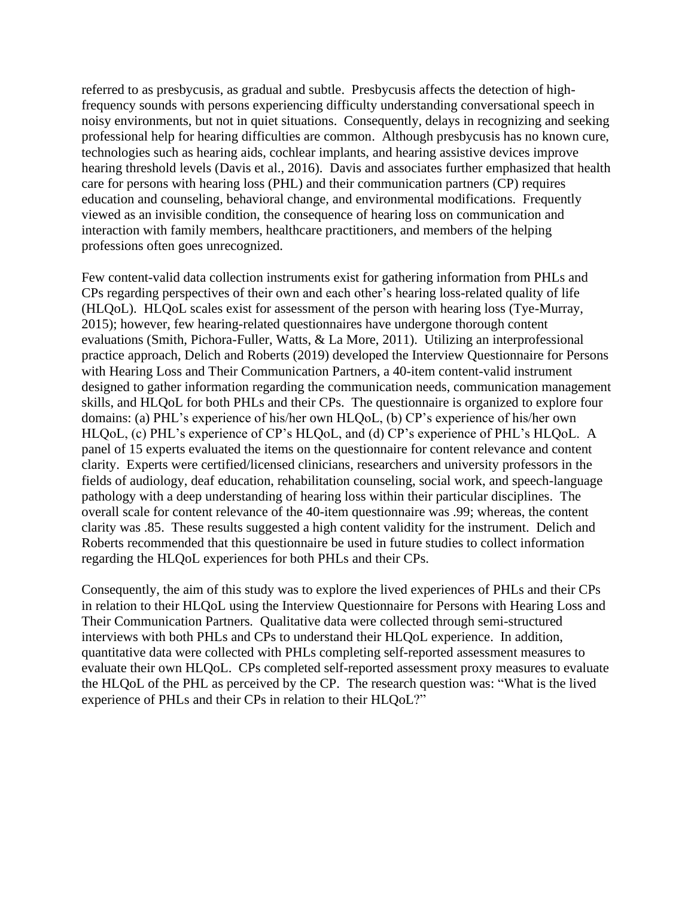referred to as presbycusis, as gradual and subtle. Presbycusis affects the detection of high-frequency sounds with persons experiencing difficulty understanding conversational speech in noisy environments, but not in quiet situations. Consequently, delays in recognizing and seeking professional help for hearing difficulties are common. Although presbycusis has no known cure, technologies such as hearing aids, cochlear implants, and hearing assistive devices improve hearing threshold levels (Davis et al., 2016). Davis and associates further emphasized that health care for persons with hearing loss (PHL) and their communication partners (CP) requires education and counseling, behavioral change, and environmental modifications. Frequently viewed as an invisible condition, the consequence of hearing loss on communication and interaction with family members, healthcare practitioners, and members of the helping professions often goes unrecognized.

Few content-valid data collection instruments exist for gathering information from PHLs and CPs regarding perspectives of their own and each other's hearing loss-related quality of life (HLQoL). HLQoL scales exist for assessment of the person with hearing loss (Tye-Murray, 2015); however, few hearing-related questionnaires have undergone thorough content evaluations (Smith, Pichora-Fuller, Watts, & La More, 2011). Utilizing an interprofessional practice approach, Delich and Roberts (2019) developed the Interview Questionnaire for Persons with Hearing Loss and Their Communication Partners, a 40-item content-valid instrument designed to gather information regarding the communication needs, communication management skills, and HLQoL for both PHLs and their CPs. The questionnaire is organized to explore four domains: (a) PHL's experience of his/her own HLQoL, (b) CP's experience of his/her own HLQoL, (c) PHL's experience of CP's HLQoL, and (d) CP's experience of PHL's HLQoL. A panel of 15 experts evaluated the items on the questionnaire for content relevance and content clarity. Experts were certified/licensed clinicians, researchers and university professors in the fields of audiology, deaf education, rehabilitation counseling, social work, and speech-language pathology with a deep understanding of hearing loss within their particular disciplines. The overall scale for content relevance of the 40-item questionnaire was .99; whereas, the content clarity was .85. These results suggested a high content validity for the instrument. Delich and Roberts recommended that this questionnaire be used in future studies to collect information regarding the HLQoL experiences for both PHLs and their CPs.

Consequently, the aim of this study was to explore the lived experiences of PHLs and their CPs in relation to their HLQoL using the Interview Questionnaire for Persons with Hearing Loss and Their Communication Partners. Qualitative data were collected through semi-structured interviews with both PHLs and CPs to understand their HLQoL experience. In addition, quantitative data were collected with PHLs completing self-reported assessment measures to evaluate their own HLQoL. CPs completed self-reported assessment proxy measures to evaluate the HLQoL of the PHL as perceived by the CP. The research question was: "What is the lived experience of PHLs and their CPs in relation to their HLQoL?"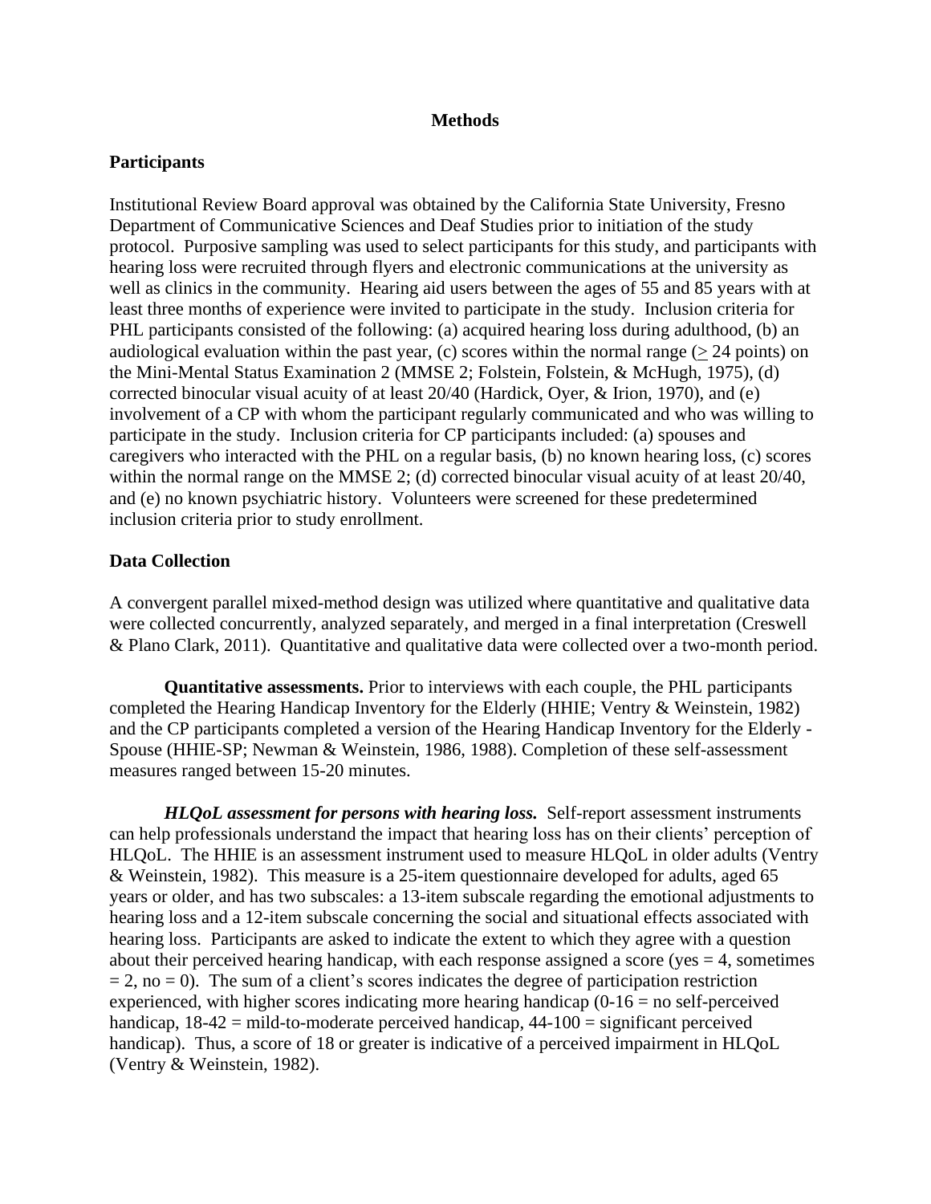## Methods

### Participants

Institutional Review Board approval was obtained by the California State University, Fresno Department of Communicative Sciences and Deaf Studies prior to initiation of the study protocol. Purposive sampling was used to select participants for this study, and participants with hearing loss were recruited through flyers and electronic communications at the university as well as clinics in the community. Hearing aid users between the ages of 55 and 85 years with at least three months of experience were invited to participate in the study. Inclusion criteria for PHL participants consisted of the following: (a) acquired hearing loss during adulthood, (b) an audiological evaluation within the past year, (c) scores within the normal range (≥ 24 points) on the Mini-Mental Status Examination 2 (MMSE 2; Folstein, Folstein, & McHugh, 1975), (d) corrected binocular visual acuity of at least 20/40 (Hardick, Oyer, & Irion, 1970), and (e) involvement of a CP with whom the participant regularly communicated and who was willing to participate in the study. Inclusion criteria for CP participants included: (a) spouses and caregivers who interacted with the PHL on a regular basis, (b) no known hearing loss, (c) scores within the normal range on the MMSE 2; (d) corrected binocular visual acuity of at least 20/40, and (e) no known psychiatric history. Volunteers were screened for these predetermined inclusion criteria prior to study enrollment.

### Data Collection

A convergent parallel mixed-method design was utilized where quantitative and qualitative data were collected concurrently, analyzed separately, and merged in a final interpretation (Creswell & Plano Clark, 2011). Quantitative and qualitative data were collected over a two-month period.

**Quantitative assessments.** Prior to interviews with each couple, the PHL participants completed the Hearing Handicap Inventory for the Elderly (HHIE; Ventry & Weinstein, 1982) and the CP participants completed a version of the Hearing Handicap Inventory for the Elderly - Spouse (HHIE-SP; Newman & Weinstein, 1986, 1988). Completion of these self-assessment measures ranged between 15-20 minutes.

***HLQoL assessment for persons with hearing loss.*** Self-report assessment instruments can help professionals understand the impact that hearing loss has on their clients' perception of HLQoL. The HHIE is an assessment instrument used to measure HLQoL in older adults (Ventry & Weinstein, 1982). This measure is a 25-item questionnaire developed for adults, aged 65 years or older, and has two subscales: a 13-item subscale regarding the emotional adjustments to hearing loss and a 12-item subscale concerning the social and situational effects associated with hearing loss. Participants are asked to indicate the extent to which they agree with a question about their perceived hearing handicap, with each response assigned a score (yes = 4, sometimes = 2, no = 0). The sum of a client's scores indicates the degree of participation restriction experienced, with higher scores indicating more hearing handicap (0-16 = no self-perceived handicap, 18-42 = mild-to-moderate perceived handicap, 44-100 = significant perceived handicap). Thus, a score of 18 or greater is indicative of a perceived impairment in HLQoL (Ventry & Weinstein, 1982).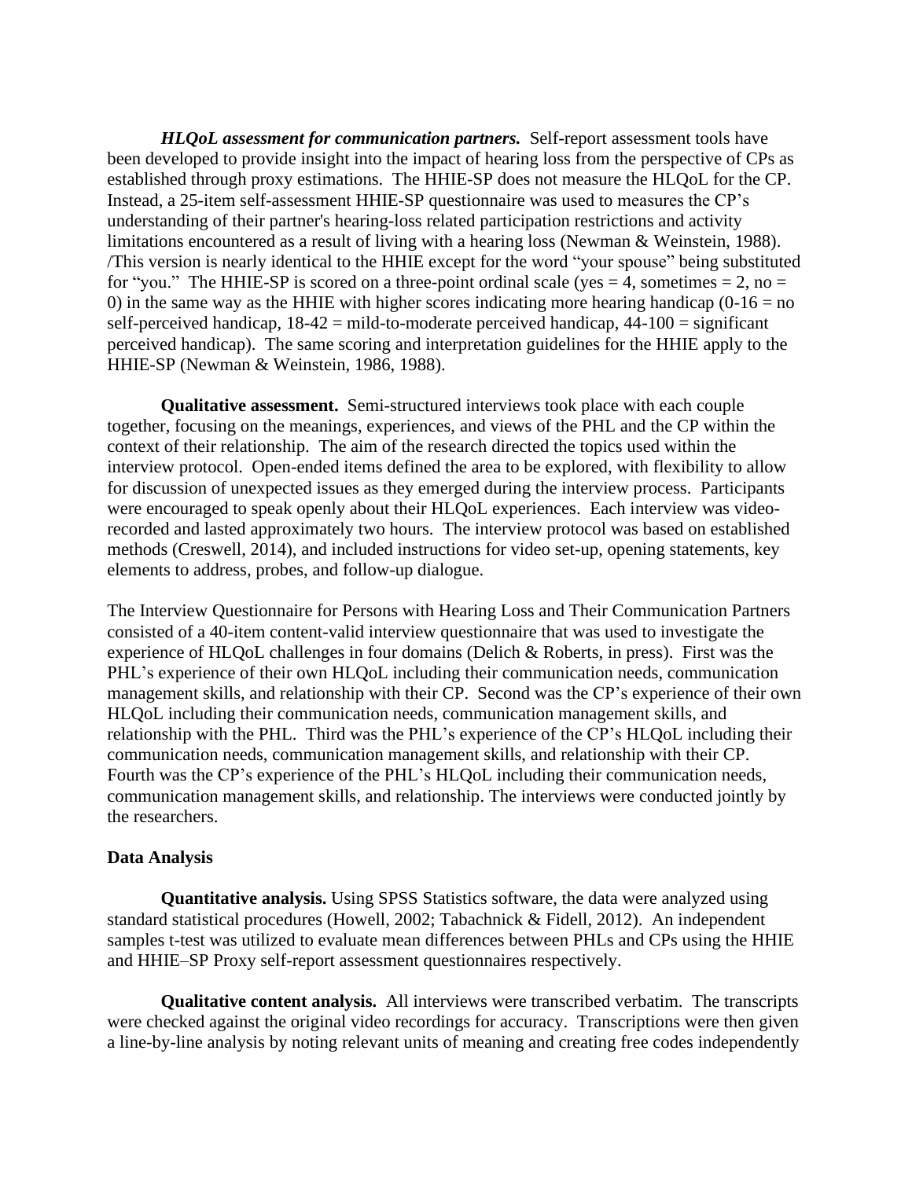***HLQoL assessment for communication partners.*** Self-report assessment tools have been developed to provide insight into the impact of hearing loss from the perspective of CPs as established through proxy estimations. The HHIE-SP does not measure the HLQoL for the CP. Instead, a 25-item self-assessment HHIE-SP questionnaire was used to measures the CP's understanding of their partner's hearing-loss related participation restrictions and activity limitations encountered as a result of living with a hearing loss (Newman & Weinstein, 1988). /This version is nearly identical to the HHIE except for the word "your spouse" being substituted for "you." The HHIE-SP is scored on a three-point ordinal scale (yes = 4, sometimes = 2, no = 0) in the same way as the HHIE with higher scores indicating more hearing handicap (0-16 = no self-perceived handicap, 18-42 = mild-to-moderate perceived handicap, 44-100 = significant perceived handicap). The same scoring and interpretation guidelines for the HHIE apply to the HHIE-SP (Newman & Weinstein, 1986, 1988).

**Qualitative assessment.** Semi-structured interviews took place with each couple together, focusing on the meanings, experiences, and views of the PHL and the CP within the context of their relationship. The aim of the research directed the topics used within the interview protocol. Open-ended items defined the area to be explored, with flexibility to allow for discussion of unexpected issues as they emerged during the interview process. Participants were encouraged to speak openly about their HLQoL experiences. Each interview was video-recorded and lasted approximately two hours. The interview protocol was based on established methods (Creswell, 2014), and included instructions for video set-up, opening statements, key elements to address, probes, and follow-up dialogue.

The Interview Questionnaire for Persons with Hearing Loss and Their Communication Partners consisted of a 40-item content-valid interview questionnaire that was used to investigate the experience of HLQoL challenges in four domains (Delich & Roberts, in press). First was the PHL's experience of their own HLQoL including their communication needs, communication management skills, and relationship with their CP. Second was the CP's experience of their own HLQoL including their communication needs, communication management skills, and relationship with the PHL. Third was the PHL's experience of the CP's HLQoL including their communication needs, communication management skills, and relationship with their CP. Fourth was the CP's experience of the PHL's HLQoL including their communication needs, communication management skills, and relationship. The interviews were conducted jointly by the researchers.

### Data Analysis

**Quantitative analysis.** Using SPSS Statistics software, the data were analyzed using standard statistical procedures (Howell, 2002; Tabachnick & Fidell, 2012). An independent samples t-test was utilized to evaluate mean differences between PHLs and CPs using the HHIE and HHIE–SP Proxy self-report assessment questionnaires respectively.

**Qualitative content analysis.** All interviews were transcribed verbatim. The transcripts were checked against the original video recordings for accuracy. Transcriptions were then given a line-by-line analysis by noting relevant units of meaning and creating free codes independently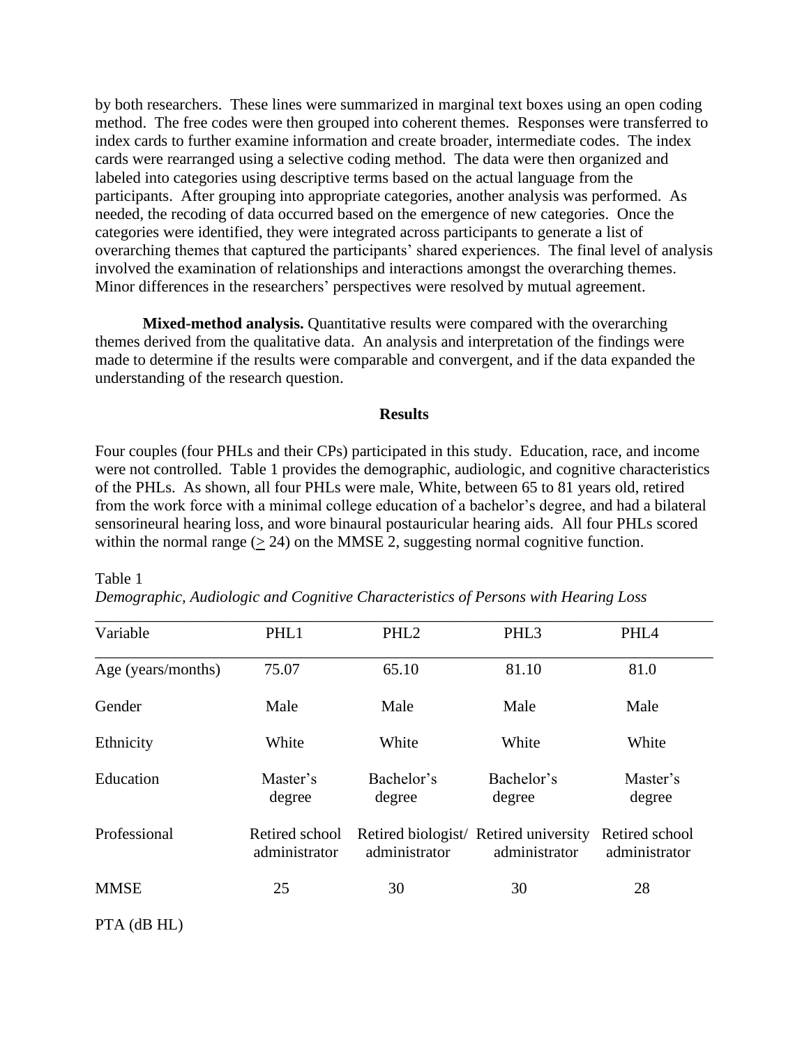by both researchers. These lines were summarized in marginal text boxes using an open coding method. The free codes were then grouped into coherent themes. Responses were transferred to index cards to further examine information and create broader, intermediate codes. The index cards were rearranged using a selective coding method. The data were then organized and labeled into categories using descriptive terms based on the actual language from the participants. After grouping into appropriate categories, another analysis was performed. As needed, the recoding of data occurred based on the emergence of new categories. Once the categories were identified, they were integrated across participants to generate a list of overarching themes that captured the participants' shared experiences. The final level of analysis involved the examination of relationships and interactions amongst the overarching themes. Minor differences in the researchers' perspectives were resolved by mutual agreement.

**Mixed-method analysis.** Quantitative results were compared with the overarching themes derived from the qualitative data. An analysis and interpretation of the findings were made to determine if the results were comparable and convergent, and if the data expanded the understanding of the research question.

## Results

Four couples (four PHLs and their CPs) participated in this study. Education, race, and income were not controlled. Table 1 provides the demographic, audiologic, and cognitive characteristics of the PHLs. As shown, all four PHLs were male, White, between 65 to 81 years old, retired from the work force with a minimal college education of a bachelor's degree, and had a bilateral sensorineural hearing loss, and wore binaural postauricular hearing aids. All four PHLs scored within the normal range ($\geq$ 24) on the MMSE 2, suggesting normal cognitive function.

Table 1

*Demographic, Audiologic and Cognitive Characteristics of Persons with Hearing Loss*

| Variable | PHL1 | PHL2 | PHL3 | PHL4 |
|---|---|---|---|---|
| Age (years/months) | 75.07 | 65.10 | 81.10 | 81.0 |
| Gender | Male | Male | Male | Male |
| Ethnicity | White | White | White | White |
| Education | Master's degree | Bachelor's degree | Bachelor's degree | Master's degree |
| Professional | Retired school administrator | Retired biologist/ administrator | Retired university administrator | Retired school administrator |
| MMSE | 25 | 30 | 30 | 28 |
| PTA (dB HL) | | | | |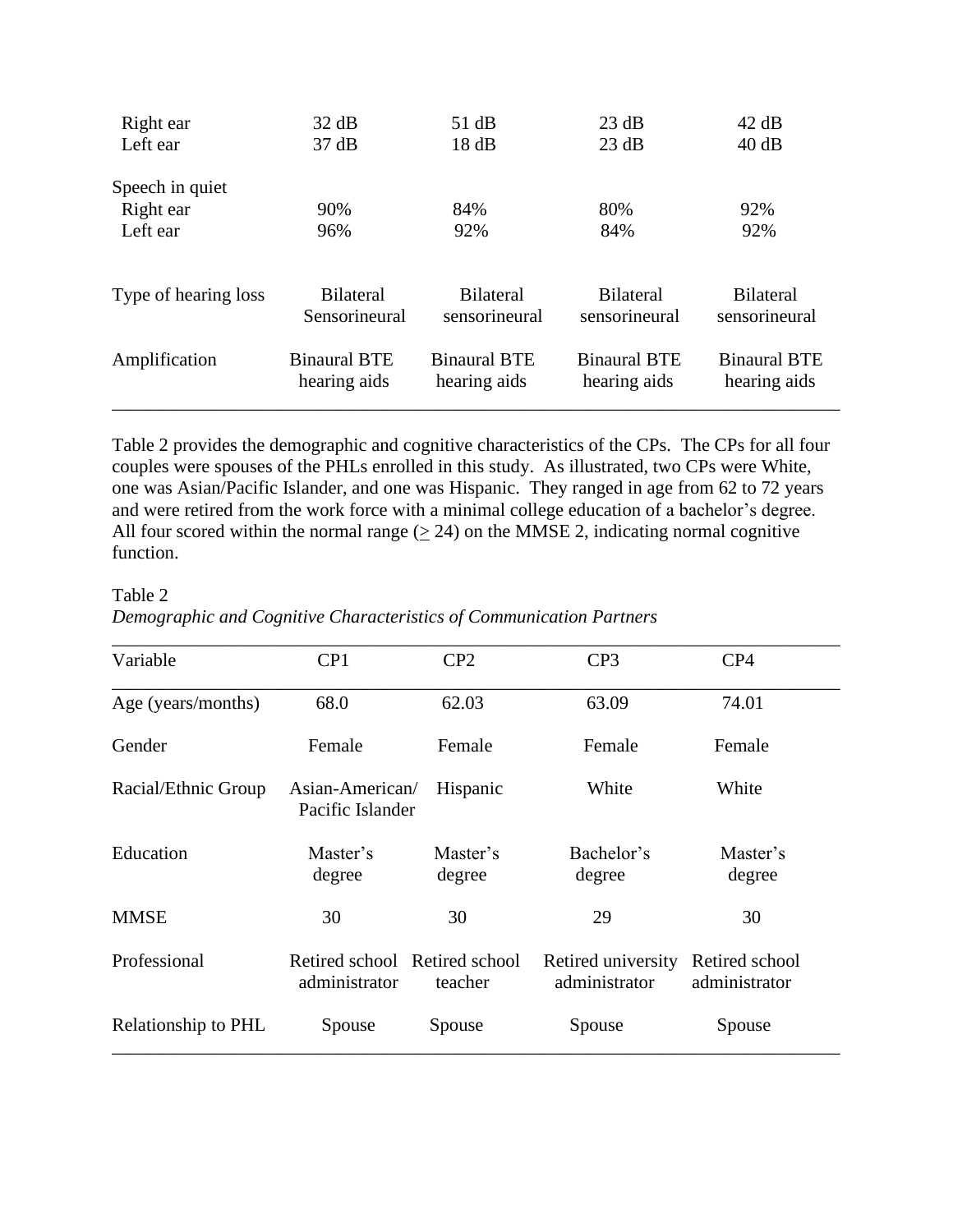| | | | | |
|---|---|---|---|---|
| Right ear | 32 dB | 51 dB | 23 dB | 42 dB |
| Left ear | 37 dB | 18 dB | 23 dB | 40 dB |
| Speech in quiet | | | | |
| Right ear | 90% | 84% | 80% | 92% |
| Left ear | 96% | 92% | 84% | 92% |
| Type of hearing loss | Bilateral Sensorineural | Bilateral sensorineural | Bilateral sensorineural | Bilateral sensorineural |
| Amplification | Binaural BTE hearing aids | Binaural BTE hearing aids | Binaural BTE hearing aids | Binaural BTE hearing aids |

Table 2 provides the demographic and cognitive characteristics of the CPs. The CPs for all four couples were spouses of the PHLs enrolled in this study. As illustrated, two CPs were White, one was Asian/Pacific Islander, and one was Hispanic. They ranged in age from 62 to 72 years and were retired from the work force with a minimal college education of a bachelor's degree. All four scored within the normal range (≥ 24) on the MMSE 2, indicating normal cognitive function.

Table 2
*Demographic and Cognitive Characteristics of Communication Partners*

| Variable | CP1 | CP2 | CP3 | CP4 |
|---|---|---|---|---|
| Age (years/months) | 68.0 | 62.03 | 63.09 | 74.01 |
| Gender | Female | Female | Female | Female |
| Racial/Ethnic Group | Asian-American/ Pacific Islander | Hispanic | White | White |
| Education | Master's degree | Master's degree | Bachelor's degree | Master's degree |
| MMSE | 30 | 30 | 29 | 30 |
| Professional | Retired school administrator | Retired school teacher | Retired university administrator | Retired school administrator |
| Relationship to PHL | Spouse | Spouse | Spouse | Spouse |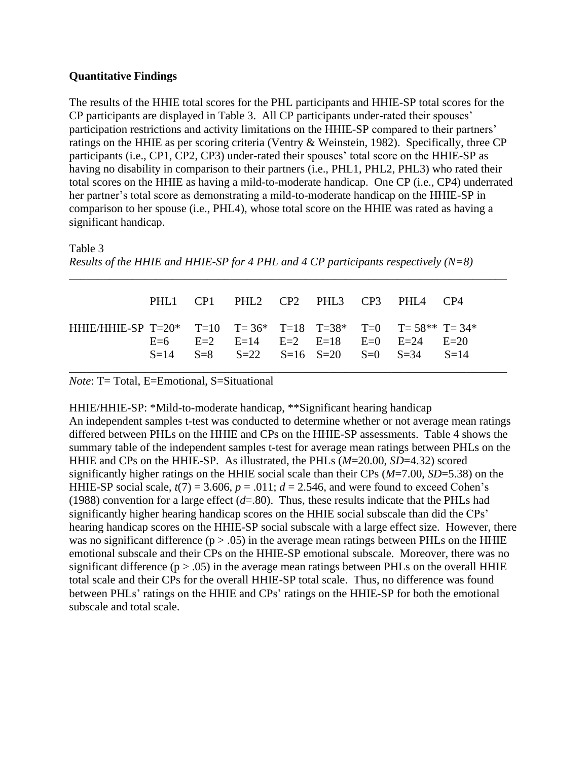**Quantitative Findings**

The results of the HHIE total scores for the PHL participants and HHIE-SP total scores for the CP participants are displayed in Table 3. All CP participants under-rated their spouses' participation restrictions and activity limitations on the HHIE-SP compared to their partners' ratings on the HHIE as per scoring criteria (Ventry & Weinstein, 1982). Specifically, three CP participants (i.e., CP1, CP2, CP3) under-rated their spouses' total score on the HHIE-SP as having no disability in comparison to their partners (i.e., PHL1, PHL2, PHL3) who rated their total scores on the HHIE as having a mild-to-moderate handicap. One CP (i.e., CP4) underrated her partner's total score as demonstrating a mild-to-moderate handicap on the HHIE-SP in comparison to her spouse (i.e., PHL4), whose total score on the HHIE was rated as having a significant handicap.

Table 3
*Results of the HHIE and HHIE-SP for 4 PHL and 4 CP participants respectively (N=8)*

| | PHL1 | CP1 | PHL2 | CP2 | PHL3 | CP3 | PHL4 | CP4 |
|---|---|---|---|---|---|---|---|---|
| HHIE/HHIE-SP | T=20* | T=10 | T= 36* | T=18 | T=38* | T=0 | T= 58** | T= 34* |
| | E=6 | E=2 | E=14 | E=2 | E=18 | E=0 | E=24 | E=20 |
| | S=14 | S=8 | S=22 | S=16 | S=20 | S=0 | S=34 | S=14 |

*Note*: T= Total, E=Emotional, S=Situational

HHIE/HHIE-SP: *Mild-to-moderate handicap, **Significant hearing handicap

An independent samples t-test was conducted to determine whether or not average mean ratings differed between PHLs on the HHIE and CPs on the HHIE-SP assessments. Table 4 shows the summary table of the independent samples t-test for average mean ratings between PHLs on the HHIE and CPs on the HHIE-SP. As illustrated, the PHLs (*M*=20.00, *SD*=4.32) scored significantly higher ratings on the HHIE social scale than their CPs (*M*=7.00, *SD*=5.38) on the HHIE-SP social scale, $t(7) = 3.606$, $p = .011$; $d = 2.546$, and were found to exceed Cohen's (1988) convention for a large effect ($d$=.80). Thus, these results indicate that the PHLs had significantly higher hearing handicap scores on the HHIE social subscale than did the CPs' hearing handicap scores on the HHIE-SP social subscale with a large effect size. However, there was no significant difference ($p > .05$) in the average mean ratings between PHLs on the HHIE emotional subscale and their CPs on the HHIE-SP emotional subscale. Moreover, there was no significant difference ($p > .05$) in the average mean ratings between PHLs on the overall HHIE total scale and their CPs for the overall HHIE-SP total scale. Thus, no difference was found between PHLs' ratings on the HHIE and CPs' ratings on the HHIE-SP for both the emotional subscale and total scale.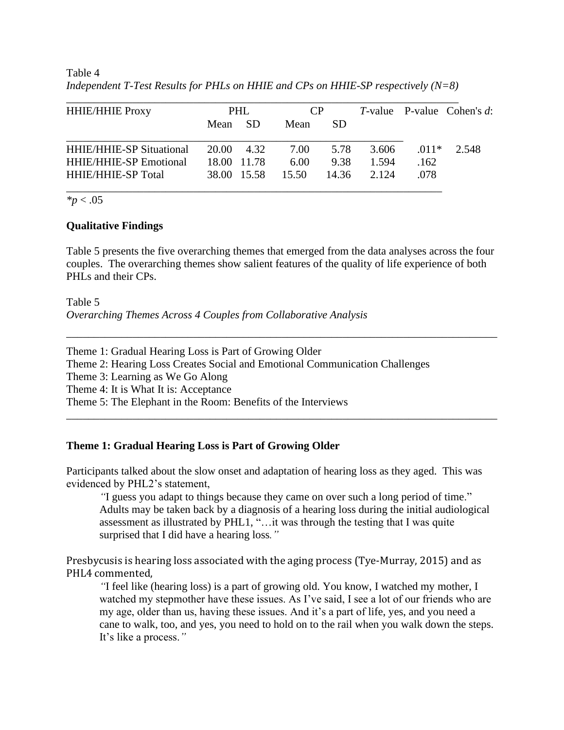Table 4

*Independent T-Test Results for PHLs on HHIE and CPs on HHIE-SP respectively (N=8)*

| HHIE/HHIE Proxy | PHL | | CP | | *T*-value | P-value | Cohen's *d*: |
|---|---|---|---|---|---|---|---|
| | Mean | SD | Mean | SD | | | |
| HHIE/HHIE-SP Situational | 20.00 | 4.32 | 7.00 | 5.78 | 3.606 | .011* | 2.548 |
| HHIE/HHIE-SP Emotional | 18.00 | 11.78 | 6.00 | 9.38 | 1.594 | .162 | |
| HHIE/HHIE-SP Total | 38.00 | 15.58 | 15.50 | 14.36 | 2.124 | .078 | |

*$p < .05$

**Qualitative Findings**

Table 5 presents the five overarching themes that emerged from the data analyses across the four couples. The overarching themes show salient features of the quality of life experience of both PHLs and their CPs.

Table 5

*Overarching Themes Across 4 Couples from Collaborative Analysis*

Theme 1: Gradual Hearing Loss is Part of Growing Older
Theme 2: Hearing Loss Creates Social and Emotional Communication Challenges
Theme 3: Learning as We Go Along
Theme 4: It is What It is: Acceptance
Theme 5: The Elephant in the Room: Benefits of the Interviews

**Theme 1: Gradual Hearing Loss is Part of Growing Older**

Participants talked about the slow onset and adaptation of hearing loss as they aged. This was evidenced by PHL2's statement,

> *"*I guess you adapt to things because they came on over such a long period of time." Adults may be taken back by a diagnosis of a hearing loss during the initial audiological assessment as illustrated by PHL1, "…it was through the testing that I was quite surprised that I did have a hearing loss*."*

Presbycusis is hearing loss associated with the aging process (Tye-Murray, 2015) and as PHL4 commented,

> *"*I feel like (hearing loss) is a part of growing old. You know, I watched my mother, I watched my stepmother have these issues. As I've said, I see a lot of our friends who are my age, older than us, having these issues. And it's a part of life, yes, and you need a cane to walk, too, and yes, you need to hold on to the rail when you walk down the steps. It's like a process.*"*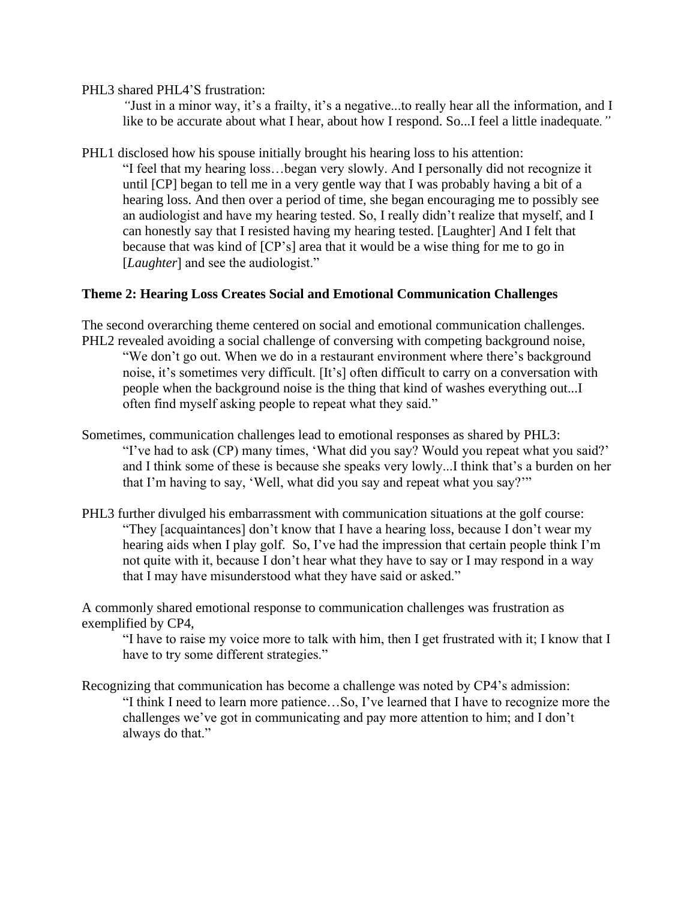PHL3 shared PHL4'S frustration:

> *"*Just in a minor way, it's a frailty, it's a negative...to really hear all the information, and I like to be accurate about what I hear, about how I respond. So...I feel a little inadequate*."*

PHL1 disclosed how his spouse initially brought his hearing loss to his attention:

> "I feel that my hearing loss…began very slowly. And I personally did not recognize it until [CP] began to tell me in a very gentle way that I was probably having a bit of a hearing loss. And then over a period of time, she began encouraging me to possibly see an audiologist and have my hearing tested. So, I really didn't realize that myself, and I can honestly say that I resisted having my hearing tested. [Laughter] And I felt that because that was kind of [CP's] area that it would be a wise thing for me to go in [*Laughter*] and see the audiologist."

### Theme 2: Hearing Loss Creates Social and Emotional Communication Challenges

The second overarching theme centered on social and emotional communication challenges. PHL2 revealed avoiding a social challenge of conversing with competing background noise,

> "We don't go out. When we do in a restaurant environment where there's background noise, it's sometimes very difficult. [It's] often difficult to carry on a conversation with people when the background noise is the thing that kind of washes everything out...I often find myself asking people to repeat what they said."

Sometimes, communication challenges lead to emotional responses as shared by PHL3:

> "I've had to ask (CP) many times, 'What did you say? Would you repeat what you said?' and I think some of these is because she speaks very lowly...I think that's a burden on her that I'm having to say, 'Well, what did you say and repeat what you say?'"

PHL3 further divulged his embarrassment with communication situations at the golf course:

> "They [acquaintances] don't know that I have a hearing loss, because I don't wear my hearing aids when I play golf. So, I've had the impression that certain people think I'm not quite with it, because I don't hear what they have to say or I may respond in a way that I may have misunderstood what they have said or asked."

A commonly shared emotional response to communication challenges was frustration as exemplified by CP4,

> "I have to raise my voice more to talk with him, then I get frustrated with it; I know that I have to try some different strategies."

Recognizing that communication has become a challenge was noted by CP4's admission:

> "I think I need to learn more patience…So, I've learned that I have to recognize more the challenges we've got in communicating and pay more attention to him; and I don't always do that."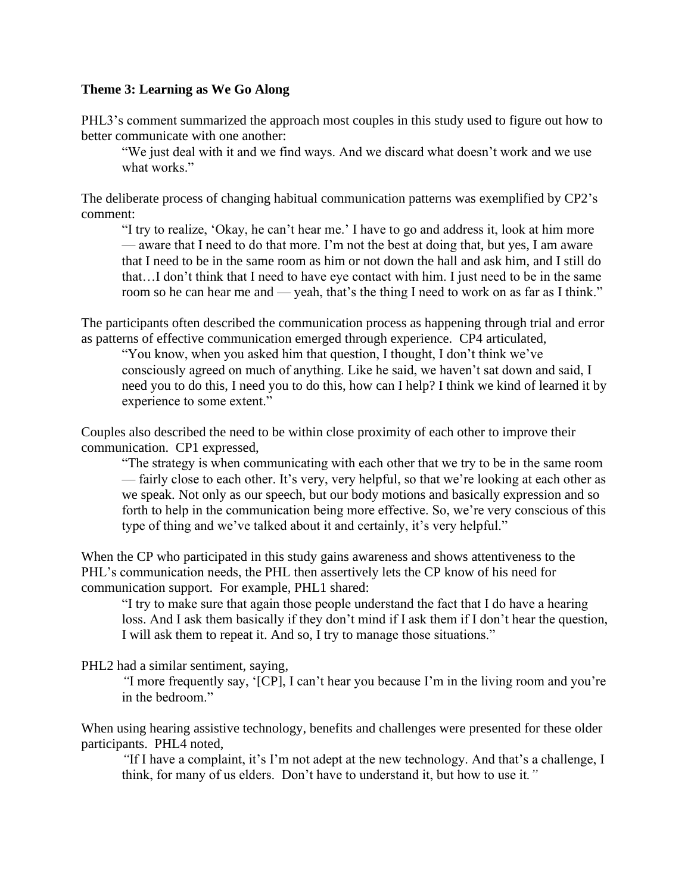**Theme 3: Learning as We Go Along**

PHL3's comment summarized the approach most couples in this study used to figure out how to better communicate with one another:

> "We just deal with it and we find ways. And we discard what doesn't work and we use what works."

The deliberate process of changing habitual communication patterns was exemplified by CP2's comment:

> "I try to realize, 'Okay, he can't hear me.' I have to go and address it, look at him more — aware that I need to do that more. I'm not the best at doing that, but yes, I am aware that I need to be in the same room as him or not down the hall and ask him, and I still do that…I don't think that I need to have eye contact with him. I just need to be in the same room so he can hear me and — yeah, that's the thing I need to work on as far as I think."

The participants often described the communication process as happening through trial and error as patterns of effective communication emerged through experience. CP4 articulated,

> "You know, when you asked him that question, I thought, I don't think we've consciously agreed on much of anything. Like he said, we haven't sat down and said, I need you to do this, I need you to do this, how can I help? I think we kind of learned it by experience to some extent."

Couples also described the need to be within close proximity of each other to improve their communication. CP1 expressed,

> "The strategy is when communicating with each other that we try to be in the same room — fairly close to each other. It's very, very helpful, so that we're looking at each other as we speak. Not only as our speech, but our body motions and basically expression and so forth to help in the communication being more effective. So, we're very conscious of this type of thing and we've talked about it and certainly, it's very helpful."

When the CP who participated in this study gains awareness and shows attentiveness to the PHL's communication needs, the PHL then assertively lets the CP know of his need for communication support. For example, PHL1 shared:

> "I try to make sure that again those people understand the fact that I do have a hearing loss. And I ask them basically if they don't mind if I ask them if I don't hear the question, I will ask them to repeat it. And so, I try to manage those situations."

PHL2 had a similar sentiment, saying,

> *"*I more frequently say, '[CP], I can't hear you because I'm in the living room and you're in the bedroom."

When using hearing assistive technology, benefits and challenges were presented for these older participants. PHL4 noted,

> *"*If I have a complaint, it's I'm not adept at the new technology. And that's a challenge, I think, for many of us elders. Don't have to understand it, but how to use it*."*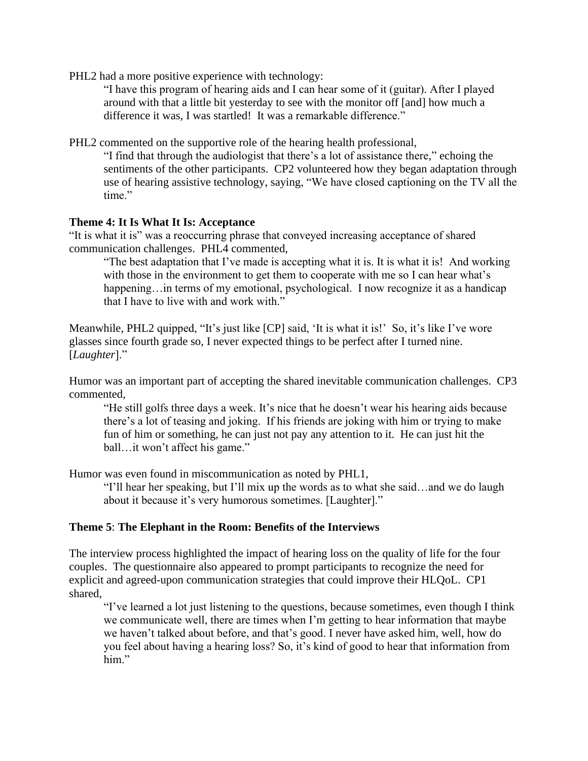PHL2 had a more positive experience with technology:

> "I have this program of hearing aids and I can hear some of it (guitar). After I played around with that a little bit yesterday to see with the monitor off [and] how much a difference it was, I was startled! It was a remarkable difference."

PHL2 commented on the supportive role of the hearing health professional,

> "I find that through the audiologist that there's a lot of assistance there," echoing the sentiments of the other participants. CP2 volunteered how they began adaptation through use of hearing assistive technology, saying, "We have closed captioning on the TV all the time."

**Theme 4: It Is What It Is: Acceptance**

"It is what it is" was a reoccurring phrase that conveyed increasing acceptance of shared communication challenges. PHL4 commented,

> "The best adaptation that I've made is accepting what it is. It is what it is! And working with those in the environment to get them to cooperate with me so I can hear what's happening…in terms of my emotional, psychological. I now recognize it as a handicap that I have to live with and work with."

Meanwhile, PHL2 quipped, "It's just like [CP] said, 'It is what it is!' So, it's like I've wore glasses since fourth grade so, I never expected things to be perfect after I turned nine. [*Laughter*]."

Humor was an important part of accepting the shared inevitable communication challenges. CP3 commented,

> "He still golfs three days a week. It's nice that he doesn't wear his hearing aids because there's a lot of teasing and joking. If his friends are joking with him or trying to make fun of him or something, he can just not pay any attention to it. He can just hit the ball…it won't affect his game."

Humor was even found in miscommunication as noted by PHL1,

> "I'll hear her speaking, but I'll mix up the words as to what she said…and we do laugh about it because it's very humorous sometimes. [Laughter]."

**Theme 5**: **The Elephant in the Room: Benefits of the Interviews**

The interview process highlighted the impact of hearing loss on the quality of life for the four couples. The questionnaire also appeared to prompt participants to recognize the need for explicit and agreed-upon communication strategies that could improve their HLQoL. CP1 shared,

> "I've learned a lot just listening to the questions, because sometimes, even though I think we communicate well, there are times when I'm getting to hear information that maybe we haven't talked about before, and that's good. I never have asked him, well, how do you feel about having a hearing loss? So, it's kind of good to hear that information from him."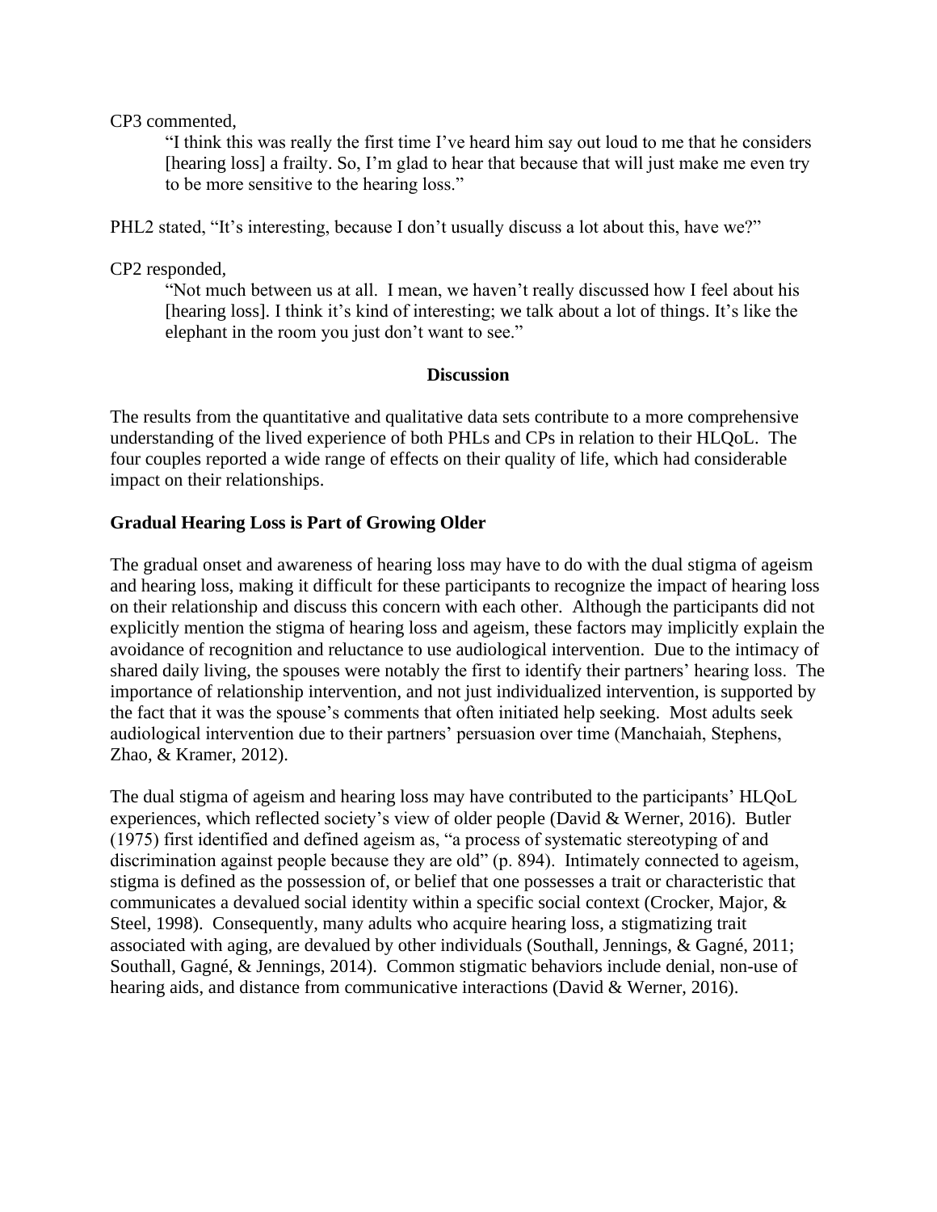CP3 commented,

> "I think this was really the first time I've heard him say out loud to me that he considers [hearing loss] a frailty. So, I'm glad to hear that because that will just make me even try to be more sensitive to the hearing loss."

PHL2 stated, "It's interesting, because I don't usually discuss a lot about this, have we?"

CP2 responded,

> "Not much between us at all. I mean, we haven't really discussed how I feel about his [hearing loss]. I think it's kind of interesting; we talk about a lot of things. It's like the elephant in the room you just don't want to see."

## Discussion

The results from the quantitative and qualitative data sets contribute to a more comprehensive understanding of the lived experience of both PHLs and CPs in relation to their HLQoL. The four couples reported a wide range of effects on their quality of life, which had considerable impact on their relationships.

### Gradual Hearing Loss is Part of Growing Older

The gradual onset and awareness of hearing loss may have to do with the dual stigma of ageism and hearing loss, making it difficult for these participants to recognize the impact of hearing loss on their relationship and discuss this concern with each other. Although the participants did not explicitly mention the stigma of hearing loss and ageism, these factors may implicitly explain the avoidance of recognition and reluctance to use audiological intervention. Due to the intimacy of shared daily living, the spouses were notably the first to identify their partners' hearing loss. The importance of relationship intervention, and not just individualized intervention, is supported by the fact that it was the spouse's comments that often initiated help seeking. Most adults seek audiological intervention due to their partners' persuasion over time (Manchaiah, Stephens, Zhao, & Kramer, 2012).

The dual stigma of ageism and hearing loss may have contributed to the participants' HLQoL experiences, which reflected society's view of older people (David & Werner, 2016). Butler (1975) first identified and defined ageism as, "a process of systematic stereotyping of and discrimination against people because they are old" (p. 894). Intimately connected to ageism, stigma is defined as the possession of, or belief that one possesses a trait or characteristic that communicates a devalued social identity within a specific social context (Crocker, Major, & Steel, 1998). Consequently, many adults who acquire hearing loss, a stigmatizing trait associated with aging, are devalued by other individuals (Southall, Jennings, & Gagné, 2011; Southall, Gagné, & Jennings, 2014). Common stigmatic behaviors include denial, non-use of hearing aids, and distance from communicative interactions (David & Werner, 2016).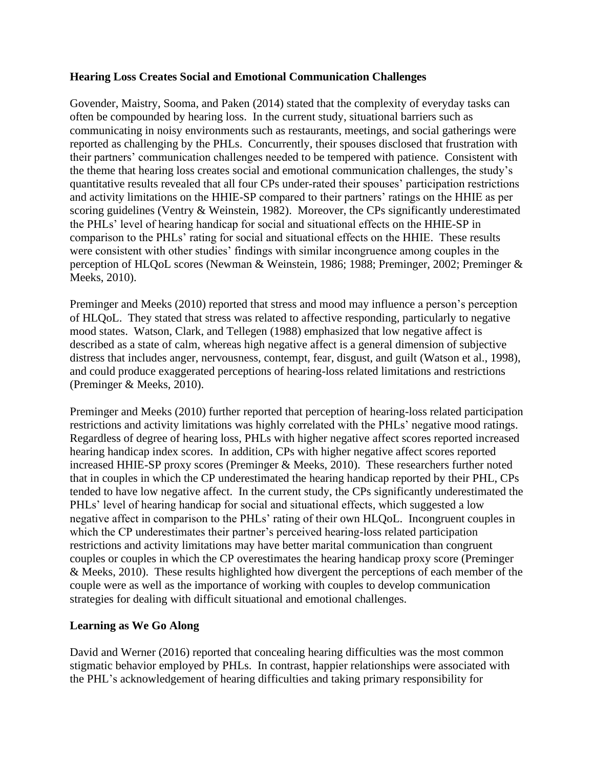**Hearing Loss Creates Social and Emotional Communication Challenges**

Govender, Maistry, Sooma, and Paken (2014) stated that the complexity of everyday tasks can often be compounded by hearing loss. In the current study, situational barriers such as communicating in noisy environments such as restaurants, meetings, and social gatherings were reported as challenging by the PHLs. Concurrently, their spouses disclosed that frustration with their partners' communication challenges needed to be tempered with patience. Consistent with the theme that hearing loss creates social and emotional communication challenges, the study's quantitative results revealed that all four CPs under-rated their spouses' participation restrictions and activity limitations on the HHIE-SP compared to their partners' ratings on the HHIE as per scoring guidelines (Ventry & Weinstein, 1982). Moreover, the CPs significantly underestimated the PHLs' level of hearing handicap for social and situational effects on the HHIE-SP in comparison to the PHLs' rating for social and situational effects on the HHIE. These results were consistent with other studies' findings with similar incongruence among couples in the perception of HLQoL scores (Newman & Weinstein, 1986; 1988; Preminger, 2002; Preminger & Meeks, 2010).

Preminger and Meeks (2010) reported that stress and mood may influence a person's perception of HLQoL. They stated that stress was related to affective responding, particularly to negative mood states. Watson, Clark, and Tellegen (1988) emphasized that low negative affect is described as a state of calm, whereas high negative affect is a general dimension of subjective distress that includes anger, nervousness, contempt, fear, disgust, and guilt (Watson et al., 1998), and could produce exaggerated perceptions of hearing-loss related limitations and restrictions (Preminger & Meeks, 2010).

Preminger and Meeks (2010) further reported that perception of hearing-loss related participation restrictions and activity limitations was highly correlated with the PHLs' negative mood ratings. Regardless of degree of hearing loss, PHLs with higher negative affect scores reported increased hearing handicap index scores. In addition, CPs with higher negative affect scores reported increased HHIE-SP proxy scores (Preminger & Meeks, 2010). These researchers further noted that in couples in which the CP underestimated the hearing handicap reported by their PHL, CPs tended to have low negative affect. In the current study, the CPs significantly underestimated the PHLs' level of hearing handicap for social and situational effects, which suggested a low negative affect in comparison to the PHLs' rating of their own HLQoL. Incongruent couples in which the CP underestimates their partner's perceived hearing-loss related participation restrictions and activity limitations may have better marital communication than congruent couples or couples in which the CP overestimates the hearing handicap proxy score (Preminger & Meeks, 2010). These results highlighted how divergent the perceptions of each member of the couple were as well as the importance of working with couples to develop communication strategies for dealing with difficult situational and emotional challenges.

**Learning as We Go Along**

David and Werner (2016) reported that concealing hearing difficulties was the most common stigmatic behavior employed by PHLs. In contrast, happier relationships were associated with the PHL's acknowledgement of hearing difficulties and taking primary responsibility for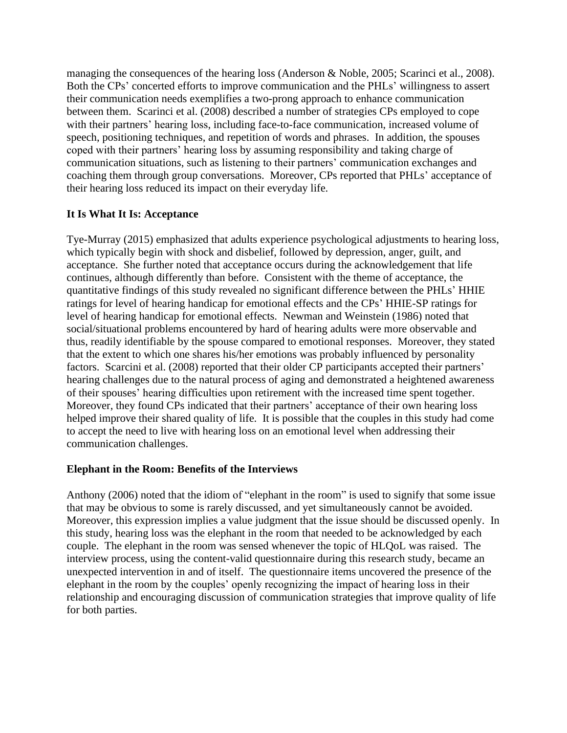managing the consequences of the hearing loss (Anderson & Noble, 2005; Scarinci et al., 2008). Both the CPs' concerted efforts to improve communication and the PHLs' willingness to assert their communication needs exemplifies a two-prong approach to enhance communication between them. Scarinci et al. (2008) described a number of strategies CPs employed to cope with their partners' hearing loss, including face-to-face communication, increased volume of speech, positioning techniques, and repetition of words and phrases. In addition, the spouses coped with their partners' hearing loss by assuming responsibility and taking charge of communication situations, such as listening to their partners' communication exchanges and coaching them through group conversations. Moreover, CPs reported that PHLs' acceptance of their hearing loss reduced its impact on their everyday life.

### It Is What It Is: Acceptance

Tye-Murray (2015) emphasized that adults experience psychological adjustments to hearing loss, which typically begin with shock and disbelief, followed by depression, anger, guilt, and acceptance. She further noted that acceptance occurs during the acknowledgement that life continues, although differently than before. Consistent with the theme of acceptance, the quantitative findings of this study revealed no significant difference between the PHLs' HHIE ratings for level of hearing handicap for emotional effects and the CPs' HHIE-SP ratings for level of hearing handicap for emotional effects. Newman and Weinstein (1986) noted that social/situational problems encountered by hard of hearing adults were more observable and thus, readily identifiable by the spouse compared to emotional responses. Moreover, they stated that the extent to which one shares his/her emotions was probably influenced by personality factors. Scarcini et al. (2008) reported that their older CP participants accepted their partners' hearing challenges due to the natural process of aging and demonstrated a heightened awareness of their spouses' hearing difficulties upon retirement with the increased time spent together. Moreover, they found CPs indicated that their partners' acceptance of their own hearing loss helped improve their shared quality of life. It is possible that the couples in this study had come to accept the need to live with hearing loss on an emotional level when addressing their communication challenges.

### Elephant in the Room: Benefits of the Interviews

Anthony (2006) noted that the idiom of "elephant in the room" is used to signify that some issue that may be obvious to some is rarely discussed, and yet simultaneously cannot be avoided. Moreover, this expression implies a value judgment that the issue should be discussed openly. In this study, hearing loss was the elephant in the room that needed to be acknowledged by each couple. The elephant in the room was sensed whenever the topic of HLQoL was raised. The interview process, using the content-valid questionnaire during this research study, became an unexpected intervention in and of itself. The questionnaire items uncovered the presence of the elephant in the room by the couples' openly recognizing the impact of hearing loss in their relationship and encouraging discussion of communication strategies that improve quality of life for both parties.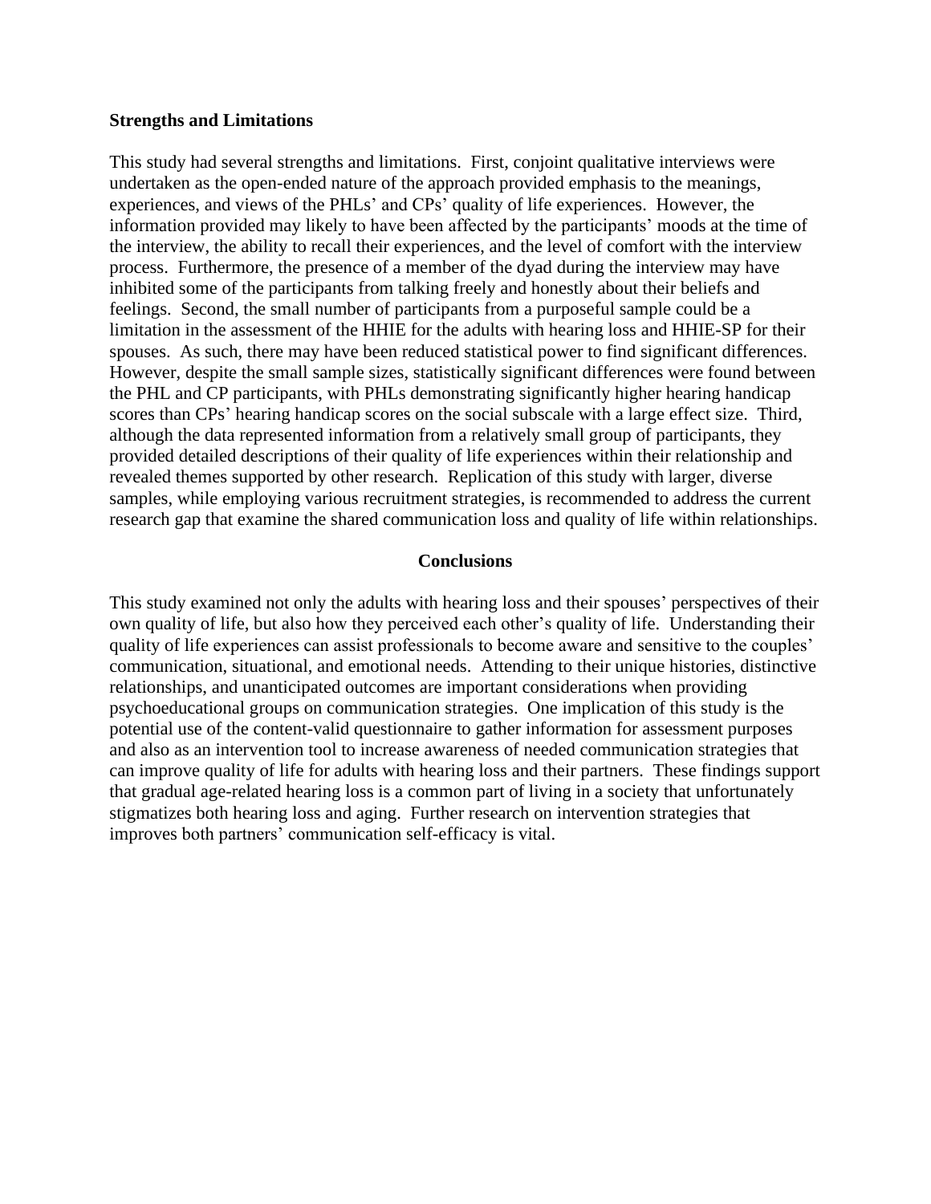**Strengths and Limitations**

This study had several strengths and limitations. First, conjoint qualitative interviews were undertaken as the open-ended nature of the approach provided emphasis to the meanings, experiences, and views of the PHLs' and CPs' quality of life experiences. However, the information provided may likely to have been affected by the participants' moods at the time of the interview, the ability to recall their experiences, and the level of comfort with the interview process. Furthermore, the presence of a member of the dyad during the interview may have inhibited some of the participants from talking freely and honestly about their beliefs and feelings. Second, the small number of participants from a purposeful sample could be a limitation in the assessment of the HHIE for the adults with hearing loss and HHIE-SP for their spouses. As such, there may have been reduced statistical power to find significant differences. However, despite the small sample sizes, statistically significant differences were found between the PHL and CP participants, with PHLs demonstrating significantly higher hearing handicap scores than CPs' hearing handicap scores on the social subscale with a large effect size. Third, although the data represented information from a relatively small group of participants, they provided detailed descriptions of their quality of life experiences within their relationship and revealed themes supported by other research. Replication of this study with larger, diverse samples, while employing various recruitment strategies, is recommended to address the current research gap that examine the shared communication loss and quality of life within relationships.

## Conclusions

This study examined not only the adults with hearing loss and their spouses' perspectives of their own quality of life, but also how they perceived each other's quality of life. Understanding their quality of life experiences can assist professionals to become aware and sensitive to the couples' communication, situational, and emotional needs. Attending to their unique histories, distinctive relationships, and unanticipated outcomes are important considerations when providing psychoeducational groups on communication strategies. One implication of this study is the potential use of the content-valid questionnaire to gather information for assessment purposes and also as an intervention tool to increase awareness of needed communication strategies that can improve quality of life for adults with hearing loss and their partners. These findings support that gradual age-related hearing loss is a common part of living in a society that unfortunately stigmatizes both hearing loss and aging. Further research on intervention strategies that improves both partners' communication self-efficacy is vital.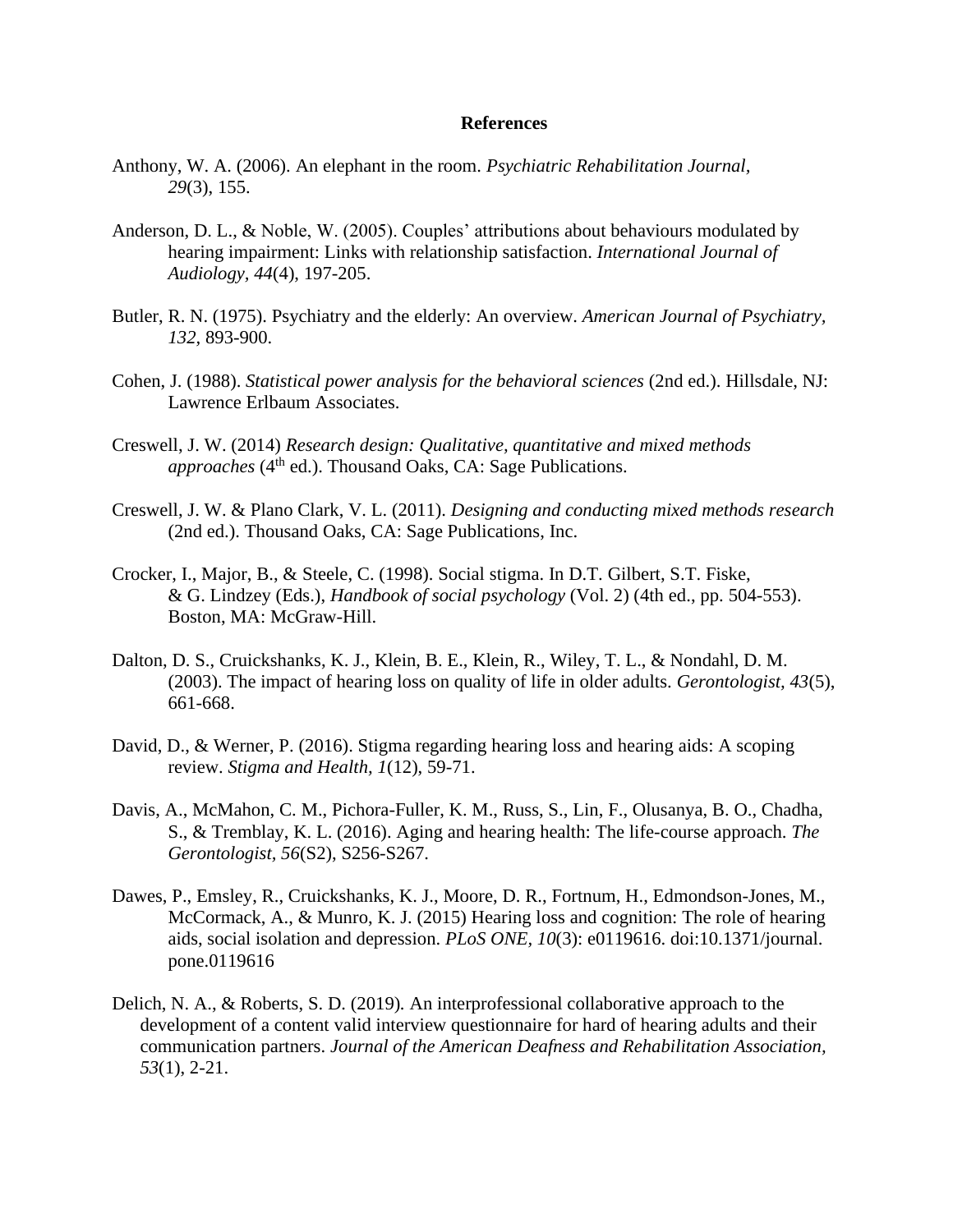# References

Anthony, W. A. (2006). An elephant in the room. *Psychiatric Rehabilitation Journal, 29*(3), 155.

Anderson, D. L., & Noble, W. (2005). Couples' attributions about behaviours modulated by hearing impairment: Links with relationship satisfaction. *International Journal of Audiology, 44*(4), 197-205.

Butler, R. N. (1975). Psychiatry and the elderly: An overview. *American Journal of Psychiatry, 132*, 893-900.

Cohen, J. (1988). *Statistical power analysis for the behavioral sciences* (2nd ed.). Hillsdale, NJ: Lawrence Erlbaum Associates.

Creswell, J. W. (2014) *Research design: Qualitative, quantitative and mixed methods approaches* (4th ed.). Thousand Oaks, CA: Sage Publications.

Creswell, J. W. & Plano Clark, V. L. (2011). *Designing and conducting mixed methods research* (2nd ed.). Thousand Oaks, CA: Sage Publications, Inc.

Crocker, I., Major, B., & Steele, C. (1998). Social stigma. In D.T. Gilbert, S.T. Fiske, & G. Lindzey (Eds.), *Handbook of social psychology* (Vol. 2) (4th ed., pp. 504-553). Boston, MA: McGraw-Hill.

Dalton, D. S., Cruickshanks, K. J., Klein, B. E., Klein, R., Wiley, T. L., & Nondahl, D. M. (2003). The impact of hearing loss on quality of life in older adults. *Gerontologist, 43*(5), 661-668.

David, D., & Werner, P. (2016). Stigma regarding hearing loss and hearing aids: A scoping review. *Stigma and Health, 1*(12), 59-71.

Davis, A., McMahon, C. M., Pichora-Fuller, K. M., Russ, S., Lin, F., Olusanya, B. O., Chadha, S., & Tremblay, K. L. (2016). Aging and hearing health: The life-course approach. *The Gerontologist, 56*(S2), S256-S267.

Dawes, P., Emsley, R., Cruickshanks, K. J., Moore, D. R., Fortnum, H., Edmondson-Jones, M., McCormack, A., & Munro, K. J. (2015) Hearing loss and cognition: The role of hearing aids, social isolation and depression. *PLoS ONE, 10*(3): e0119616. doi:10.1371/journal.pone.0119616

Delich, N. A., & Roberts, S. D. (2019). An interprofessional collaborative approach to the development of a content valid interview questionnaire for hard of hearing adults and their communication partners. *Journal of the American Deafness and Rehabilitation Association, 53*(1), 2-21.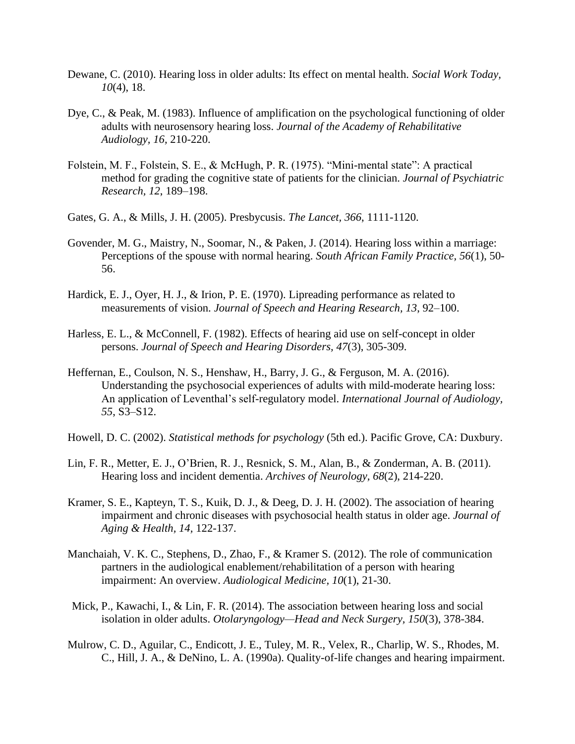Dewane, C. (2010). Hearing loss in older adults: Its effect on mental health. *Social Work Today, 10*(4), 18.

Dye, C., & Peak, M. (1983). Influence of amplification on the psychological functioning of older adults with neurosensory hearing loss. *Journal of the Academy of Rehabilitative Audiology, 16,* 210-220.

Folstein, M. F., Folstein, S. E., & McHugh, P. R. (1975). "Mini-mental state": A practical method for grading the cognitive state of patients for the clinician. *Journal of Psychiatric Research, 12*, 189–198.

Gates, G. A., & Mills, J. H. (2005). Presbycusis. *The Lancet, 366*, 1111-1120.

Govender, M. G., Maistry, N., Soomar, N., & Paken, J. (2014). Hearing loss within a marriage: Perceptions of the spouse with normal hearing. *South African Family Practice, 56*(1), 50-56.

Hardick, E. J., Oyer, H. J., & Irion, P. E. (1970). Lipreading performance as related to measurements of vision. *Journal of Speech and Hearing Research, 13*, 92–100.

Harless, E. L., & McConnell, F. (1982). Effects of hearing aid use on self-concept in older persons. *Journal of Speech and Hearing Disorders, 47*(3), 305-309.

Heffernan, E., Coulson, N. S., Henshaw, H., Barry, J. G., & Ferguson, M. A. (2016). Understanding the psychosocial experiences of adults with mild-moderate hearing loss: An application of Leventhal's self-regulatory model. *International Journal of Audiology, 55*, S3–S12.

Howell, D. C. (2002). *Statistical methods for psychology* (5th ed.). Pacific Grove, CA: Duxbury.

Lin, F. R., Metter, E. J., O'Brien, R. J., Resnick, S. M., Alan, B., & Zonderman, A. B. (2011). Hearing loss and incident dementia. *Archives of Neurology, 68*(2), 214-220.

Kramer, S. E., Kapteyn, T. S., Kuik, D. J., & Deeg, D. J. H. (2002). The association of hearing impairment and chronic diseases with psychosocial health status in older age. *Journal of Aging & Health, 14*, 122-137.

Manchaiah, V. K. C., Stephens, D., Zhao, F., & Kramer S. (2012). The role of communication partners in the audiological enablement/rehabilitation of a person with hearing impairment: An overview. *Audiological Medicine, 10*(1), 21-30.

Mick, P., Kawachi, I., & Lin, F. R. (2014). The association between hearing loss and social isolation in older adults. *Otolaryngology—Head and Neck Surgery, 150*(3), 378-384.

Mulrow, C. D., Aguilar, C., Endicott, J. E., Tuley, M. R., Velex, R., Charlip, W. S., Rhodes, M. C., Hill, J. A., & DeNino, L. A. (1990a). Quality-of-life changes and hearing impairment.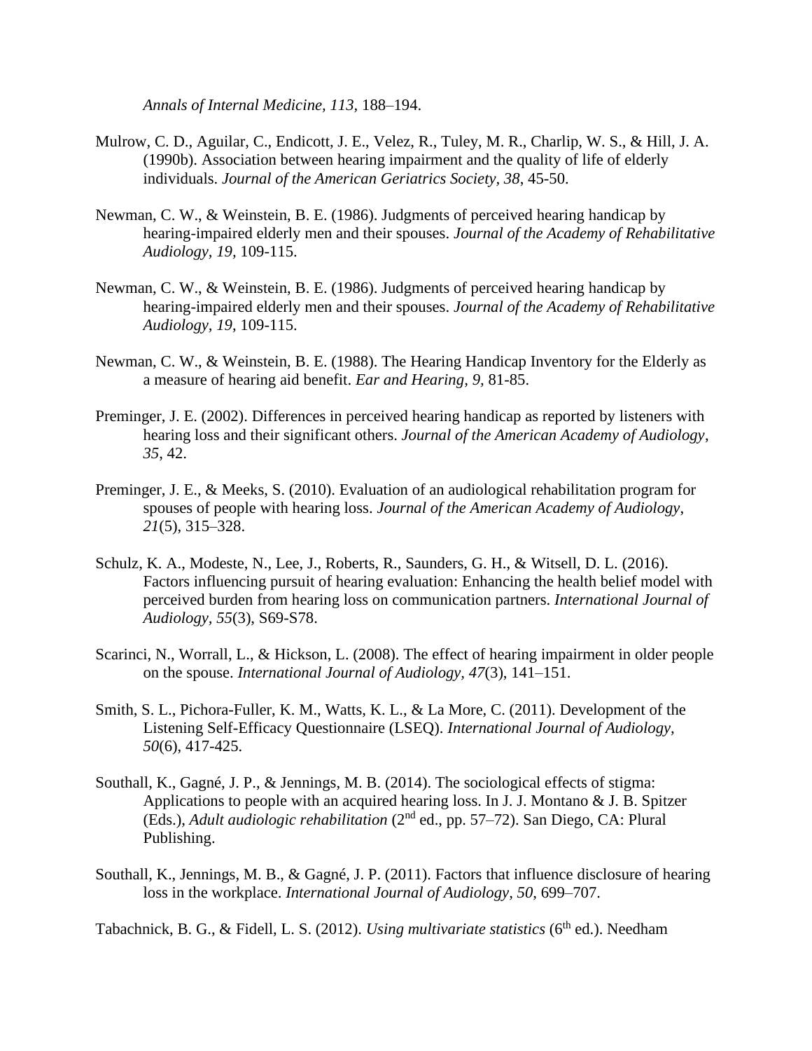*Annals of Internal Medicine, 113,* 188–194.

Mulrow, C. D., Aguilar, C., Endicott, J. E., Velez, R., Tuley, M. R., Charlip, W. S., & Hill, J. A. (1990b). Association between hearing impairment and the quality of life of elderly individuals. *Journal of the American Geriatrics Society, 38*, 45-50.

Newman, C. W., & Weinstein, B. E. (1986). Judgments of perceived hearing handicap by hearing-impaired elderly men and their spouses. *Journal of the Academy of Rehabilitative Audiology, 19,* 109-115.

Newman, C. W., & Weinstein, B. E. (1986). Judgments of perceived hearing handicap by hearing-impaired elderly men and their spouses. *Journal of the Academy of Rehabilitative Audiology, 19*, 109-115.

Newman, C. W., & Weinstein, B. E. (1988). The Hearing Handicap Inventory for the Elderly as a measure of hearing aid benefit. *Ear and Hearing, 9,* 81-85.

Preminger, J. E. (2002). Differences in perceived hearing handicap as reported by listeners with hearing loss and their significant others. *Journal of the American Academy of Audiology*, *35*, 42.

Preminger, J. E., & Meeks, S. (2010). Evaluation of an audiological rehabilitation program for spouses of people with hearing loss. *Journal of the American Academy of Audiology*, *21*(5), 315–328.

Schulz, K. A., Modeste, N., Lee, J., Roberts, R., Saunders, G. H., & Witsell, D. L. (2016). Factors influencing pursuit of hearing evaluation: Enhancing the health belief model with perceived burden from hearing loss on communication partners. *International Journal of Audiology, 55*(3), S69-S78.

Scarinci, N., Worrall, L., & Hickson, L. (2008). The effect of hearing impairment in older people on the spouse. *International Journal of Audiology, 47*(3), 141–151.

Smith, S. L., Pichora-Fuller, K. M., Watts, K. L., & La More, C. (2011). Development of the Listening Self-Efficacy Questionnaire (LSEQ). *International Journal of Audiology, 50*(6), 417-425.

Southall, K., Gagné, J. P., & Jennings, M. B. (2014). The sociological effects of stigma: Applications to people with an acquired hearing loss. In J. J. Montano & J. B. Spitzer (Eds.), *Adult audiologic rehabilitation* (2nd ed., pp. 57–72). San Diego, CA: Plural Publishing.

Southall, K., Jennings, M. B., & Gagné, J. P. (2011). Factors that influence disclosure of hearing loss in the workplace. *International Journal of Audiology, 50*, 699–707.

Tabachnick, B. G., & Fidell, L. S. (2012). *Using multivariate statistics* (6th ed.). Needham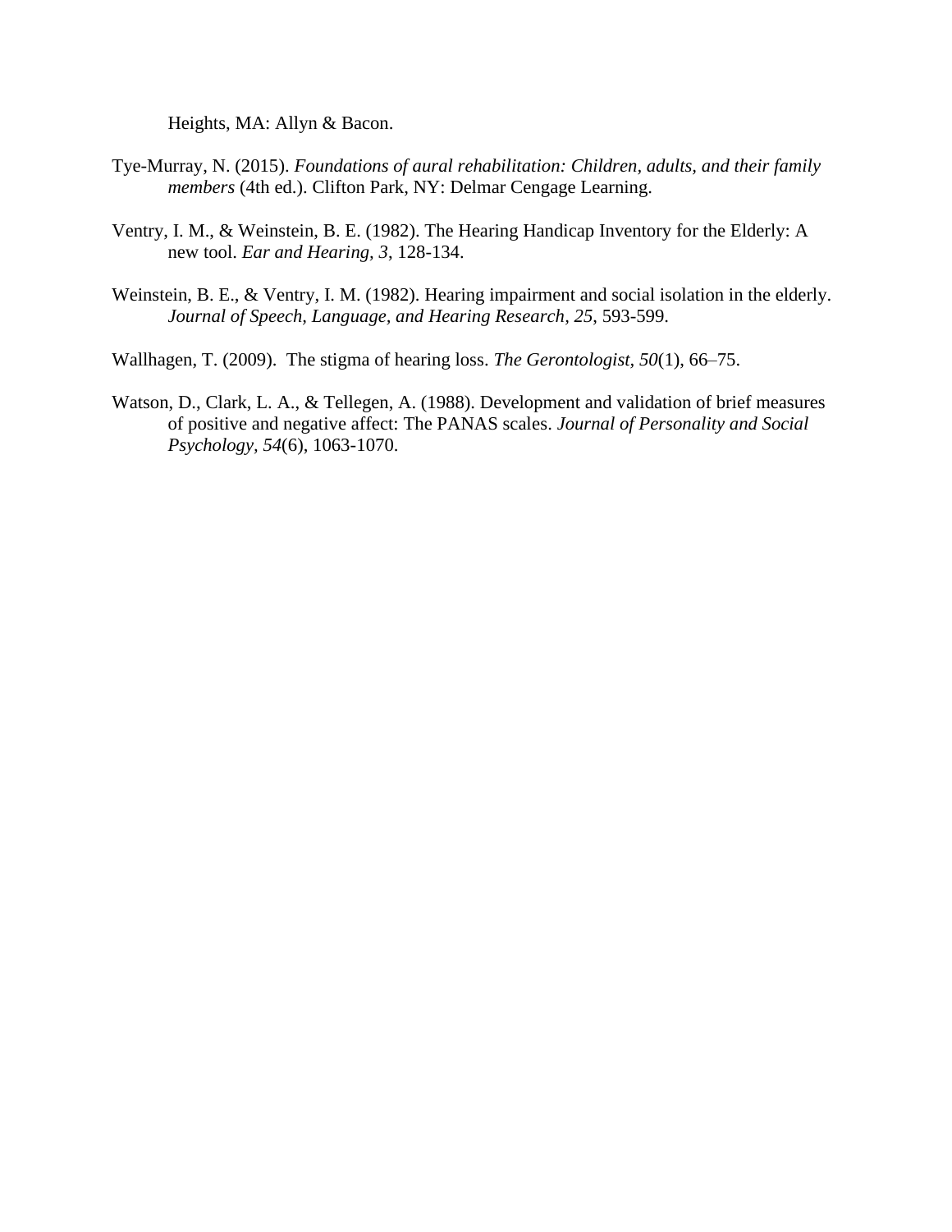Heights, MA: Allyn & Bacon.

Tye-Murray, N. (2015). *Foundations of aural rehabilitation: Children, adults, and their family members* (4th ed.). Clifton Park, NY: Delmar Cengage Learning.

Ventry, I. M., & Weinstein, B. E. (1982). The Hearing Handicap Inventory for the Elderly: A new tool. *Ear and Hearing, 3*, 128-134.

Weinstein, B. E., & Ventry, I. M. (1982). Hearing impairment and social isolation in the elderly. *Journal of Speech, Language, and Hearing Research, 25*, 593-599.

Wallhagen, T. (2009). The stigma of hearing loss. *The Gerontologist, 50*(1), 66–75.

Watson, D., Clark, L. A., & Tellegen, A. (1988). Development and validation of brief measures of positive and negative affect: The PANAS scales. *Journal of Personality and Social Psychology, 54*(6), 1063-1070.